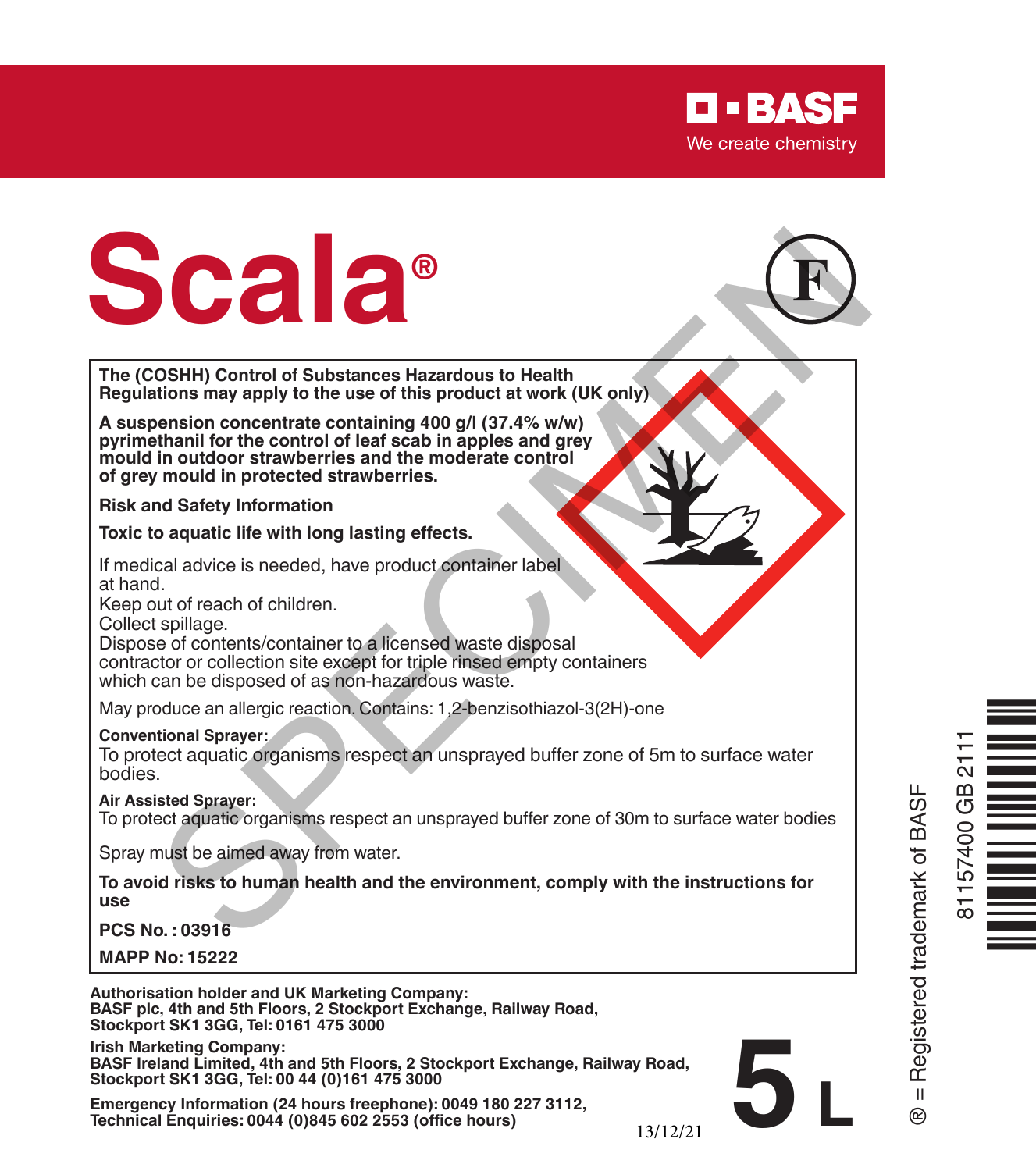**BASF**
We create chemistry

# Scala®

F

**The (COSHH) Control of Substances Hazardous to Health Regulations may apply to the use of this product at work (UK only)**

**A suspension concentrate containing 400 g/l (37.4% w/w) pyrimethanil for the control of leaf scab in apples and grey mould in outdoor strawberries and the moderate control of grey mould in protected strawberries.**

**Risk and Safety Information**

**Toxic to aquatic life with long lasting effects.**

If medical advice is needed, have product container label at hand.
Keep out of reach of children.
Collect spillage.
Dispose of contents/container to a licensed waste disposal contractor or collection site except for triple rinsed empty containers which can be disposed of as non-hazardous waste.

May produce an allergic reaction. Contains: 1,2-benzisothiazol-3(2H)-one

**Conventional Sprayer:**
To protect aquatic organisms respect an unsprayed buffer zone of 5m to surface water bodies.

**Air Assisted Sprayer:**
To protect aquatic organisms respect an unsprayed buffer zone of 30m to surface water bodies

Spray must be aimed away from water.

**To avoid risks to human health and the environment, comply with the instructions for use**

**PCS No. : 03916**

**MAPP No: 15222**

**Authorisation holder and UK Marketing Company:**
**BASF plc, 4th and 5th Floors, 2 Stockport Exchange, Railway Road, Stockport SK1 3GG, Tel: 0161 475 3000**

**Irish Marketing Company:**
**BASF Ireland Limited, 4th and 5th Floors, 2 Stockport Exchange, Railway Road, Stockport SK1 3GG, Tel: 00 44 (0)161 475 3000**

**Emergency Information (24 hours freephone): 0049 180 227 3112,**
**Technical Enquiries: 0044 (0)845 602 2553 (office hours)**

13/12/21

**5 L**

® = Registered trademark of BASF

81157400 GB 2111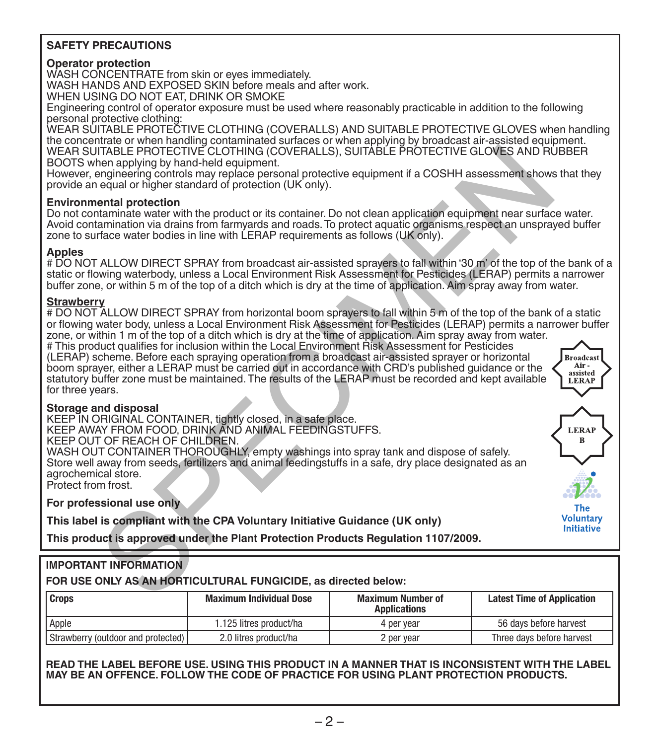## SAFETY PRECAUTIONS

**Operator protection**

WASH CONCENTRATE from skin or eyes immediately.
WASH HANDS AND EXPOSED SKIN before meals and after work.
WHEN USING DO NOT EAT, DRINK OR SMOKE
Engineering control of operator exposure must be used where reasonably practicable in addition to the following personal protective clothing:
WEAR SUITABLE PROTECTIVE CLOTHING (COVERALLS) AND SUITABLE PROTECTIVE GLOVES when handling the concentrate or when handling contaminated surfaces or when applying by broadcast air-assisted equipment.
WEAR SUITABLE PROTECTIVE CLOTHING (COVERALLS), SUITABLE PROTECTIVE GLOVES AND RUBBER BOOTS when applying by hand-held equipment.
However, engineering controls may replace personal protective equipment if a COSHH assessment shows that they provide an equal or higher standard of protection (UK only).

**Environmental protection**

Do not contaminate water with the product or its container. Do not clean application equipment near surface water. Avoid contamination via drains from farmyards and roads. To protect aquatic organisms respect an unsprayed buffer zone to surface water bodies in line with LERAP requirements as follows (UK only).

**Apples**

# DO NOT ALLOW DIRECT SPRAY from broadcast air-assisted sprayers to fall within '30 m' of the top of the bank of a static or flowing waterbody, unless a Local Environment Risk Assessment for Pesticides (LERAP) permits a narrower buffer zone, or within 5 m of the top of a ditch which is dry at the time of application. Aim spray away from water.

**Strawberry**

# DO NOT ALLOW DIRECT SPRAY from horizontal boom sprayers to fall within 5 m of the top of the bank of a static or flowing water body, unless a Local Environment Risk Assessment for Pesticides (LERAP) permits a narrower buffer zone, or within 1 m of the top of a ditch which is dry at the time of application. Aim spray away from water.
# This product qualifies for inclusion within the Local Environment Risk Assessment for Pesticides (LERAP) scheme. Before each spraying operation from a broadcast air-assisted sprayer or horizontal boom sprayer, either a LERAP must be carried out in accordance with CRD's published guidance or the statutory buffer zone must be maintained. The results of the LERAP must be recorded and kept available for three years.

Broadcast Air-assisted LERAP

LERAP B

**Storage and disposal**

KEEP IN ORIGINAL CONTAINER, tightly closed, in a safe place.
KEEP AWAY FROM FOOD, DRINK AND ANIMAL FEEDINGSTUFFS.
KEEP OUT OF REACH OF CHILDREN.
WASH OUT CONTAINER THOROUGHLY, empty washings into spray tank and dispose of safely.
Store well away from seeds, fertilizers and animal feedingstuffs in a safe, dry place designated as an agrochemical store.
Protect from frost.

**For professional use only**

**This label is compliant with the CPA Voluntary Initiative Guidance (UK only)**

The Voluntary Initiative

**This product is approved under the Plant Protection Products Regulation 1107/2009.**

## IMPORTANT INFORMATION

**FOR USE ONLY AS AN HORTICULTURAL FUNGICIDE, as directed below:**

| Crops | Maximum Individual Dose | Maximum Number of Applications | Latest Time of Application |
|---|---|---|---|
| Apple | 1.125 litres product/ha | 4 per year | 56 days before harvest |
| Strawberry (outdoor and protected) | 2.0 litres product/ha | 2 per year | Three days before harvest |

**READ THE LABEL BEFORE USE. USING THIS PRODUCT IN A MANNER THAT IS INCONSISTENT WITH THE LABEL MAY BE AN OFFENCE. FOLLOW THE CODE OF PRACTICE FOR USING PLANT PROTECTION PRODUCTS.**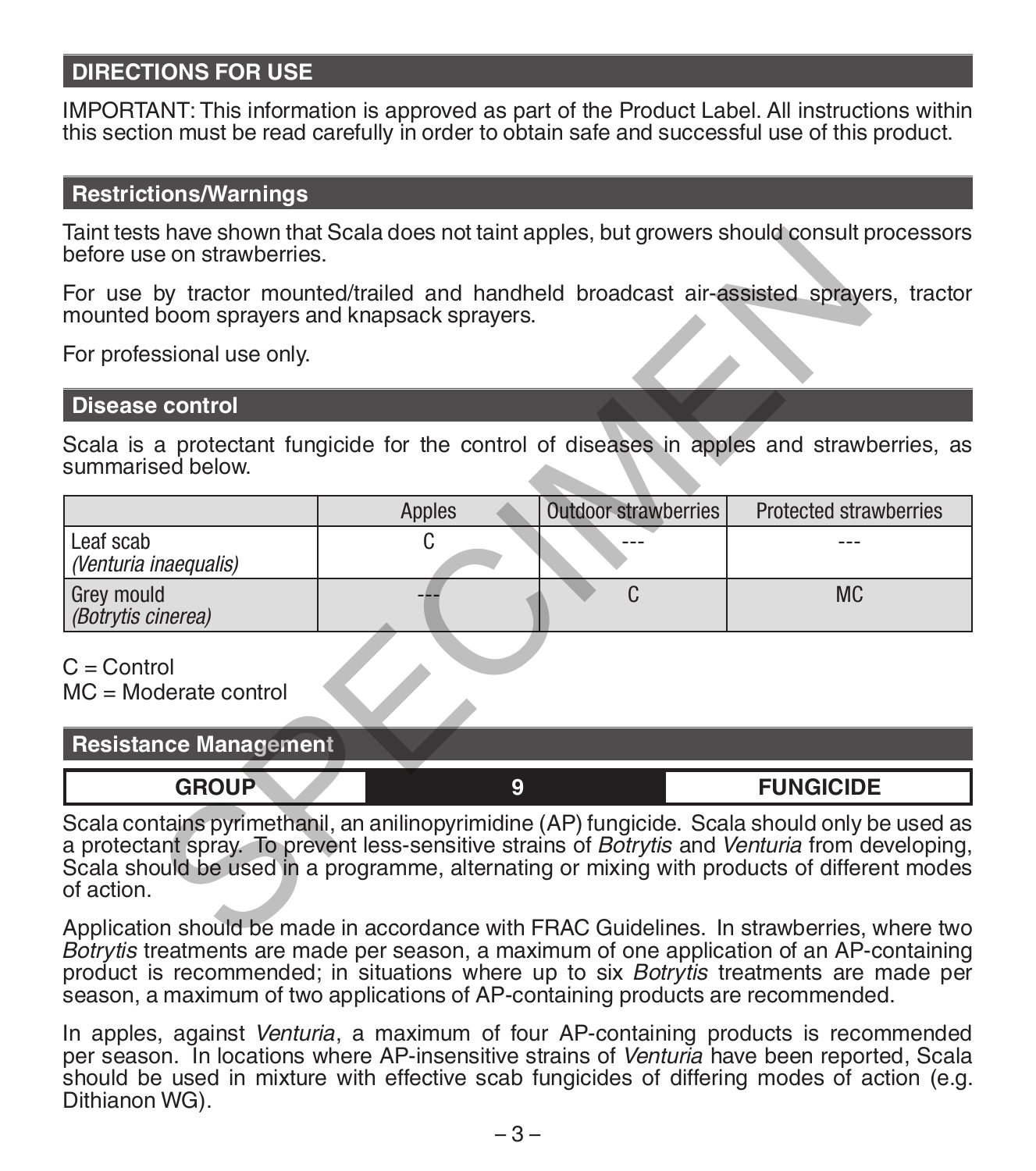## DIRECTIONS FOR USE

IMPORTANT: This information is approved as part of the Product Label. All instructions within this section must be read carefully in order to obtain safe and successful use of this product.

### Restrictions/Warnings

Taint tests have shown that Scala does not taint apples, but growers should consult processors before use on strawberries.

For use by tractor mounted/trailed and handheld broadcast air-assisted sprayers, tractor mounted boom sprayers and knapsack sprayers.

For professional use only.

### Disease control

Scala is a protectant fungicide for the control of diseases in apples and strawberries, as summarised below.

| | Apples | Outdoor strawberries | Protected strawberries |
|---|---|---|---|
| Leaf scab *(Venturia inaequalis)* | C | --- | --- |
| Grey mould *(Botrytis cinerea)* | --- | C | MC |

C = Control
MC = Moderate control

### Resistance Management

| GROUP | 9 | FUNGICIDE |
|---|---|---|

Scala contains pyrimethanil, an anilinopyrimidine (AP) fungicide. Scala should only be used as a protectant spray. To prevent less-sensitive strains of *Botrytis* and *Venturia* from developing, Scala should be used in a programme, alternating or mixing with products of different modes of action.

Application should be made in accordance with FRAC Guidelines. In strawberries, where two *Botrytis* treatments are made per season, a maximum of one application of an AP-containing product is recommended; in situations where up to six *Botrytis* treatments are made per season, a maximum of two applications of AP-containing products are recommended.

In apples, against *Venturia*, a maximum of four AP-containing products is recommended per season. In locations where AP-insensitive strains of *Venturia* have been reported, Scala should be used in mixture with effective scab fungicides of differing modes of action (e.g. Dithianon WG).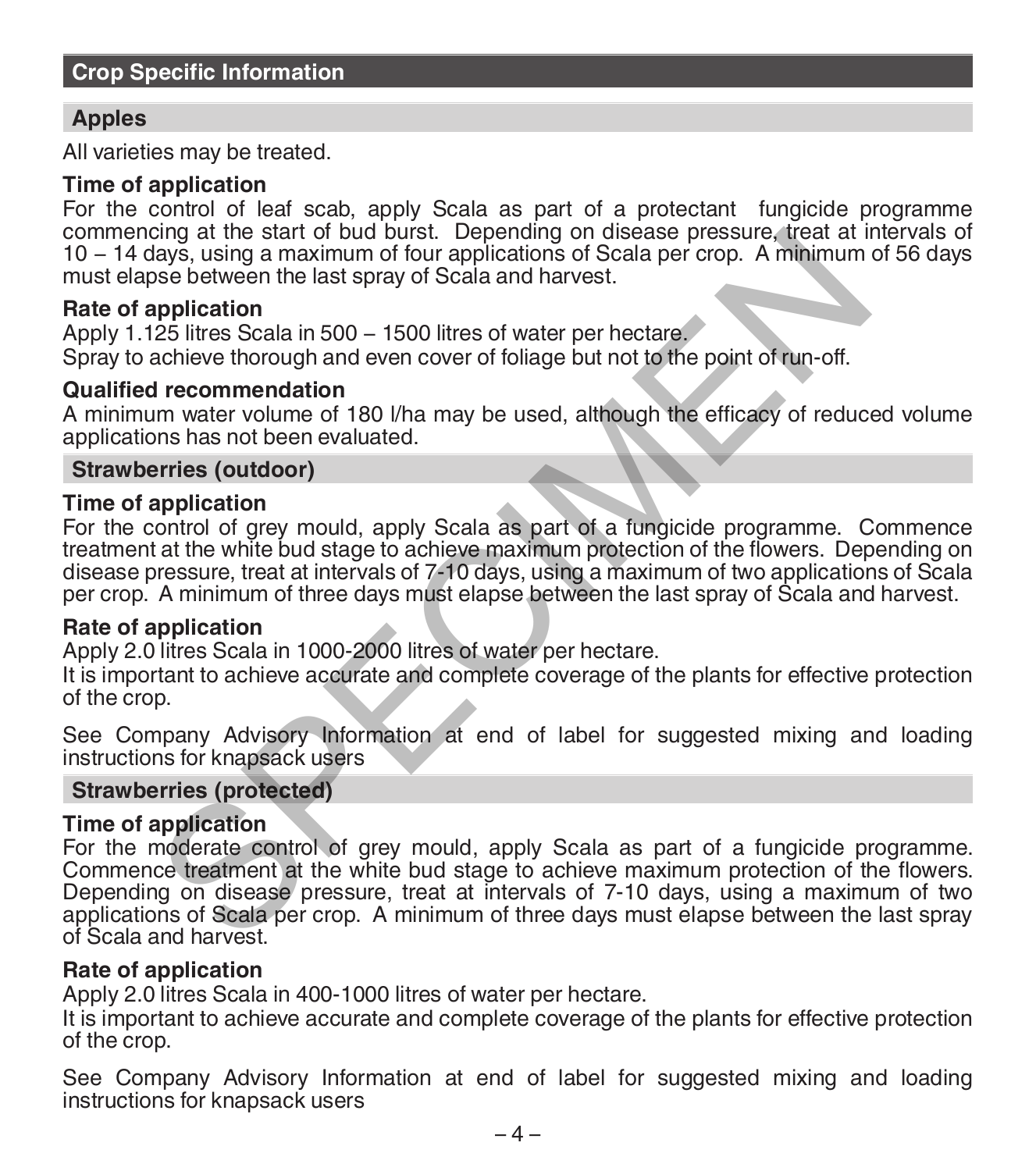## Crop Specific Information

### Apples

All varieties may be treated.

**Time of application**

For the control of leaf scab, apply Scala as part of a protectant fungicide programme commencing at the start of bud burst. Depending on disease pressure, treat at intervals of 10 – 14 days, using a maximum of four applications of Scala per crop. A minimum of 56 days must elapse between the last spray of Scala and harvest.

**Rate of application**

Apply 1.125 litres Scala in 500 – 1500 litres of water per hectare.
Spray to achieve thorough and even cover of foliage but not to the point of run-off.

**Qualified recommendation**

A minimum water volume of 180 l/ha may be used, although the efficacy of reduced volume applications has not been evaluated.

### Strawberries (outdoor)

**Time of application**

For the control of grey mould, apply Scala as part of a fungicide programme. Commence treatment at the white bud stage to achieve maximum protection of the flowers. Depending on disease pressure, treat at intervals of 7-10 days, using a maximum of two applications of Scala per crop. A minimum of three days must elapse between the last spray of Scala and harvest.

**Rate of application**

Apply 2.0 litres Scala in 1000-2000 litres of water per hectare.
It is important to achieve accurate and complete coverage of the plants for effective protection of the crop.

See Company Advisory Information at end of label for suggested mixing and loading instructions for knapsack users

### Strawberries (protected)

**Time of application**

For the moderate control of grey mould, apply Scala as part of a fungicide programme. Commence treatment at the white bud stage to achieve maximum protection of the flowers. Depending on disease pressure, treat at intervals of 7-10 days, using a maximum of two applications of Scala per crop. A minimum of three days must elapse between the last spray of Scala and harvest.

**Rate of application**

Apply 2.0 litres Scala in 400-1000 litres of water per hectare.
It is important to achieve accurate and complete coverage of the plants for effective protection of the crop.

See Company Advisory Information at end of label for suggested mixing and loading instructions for knapsack users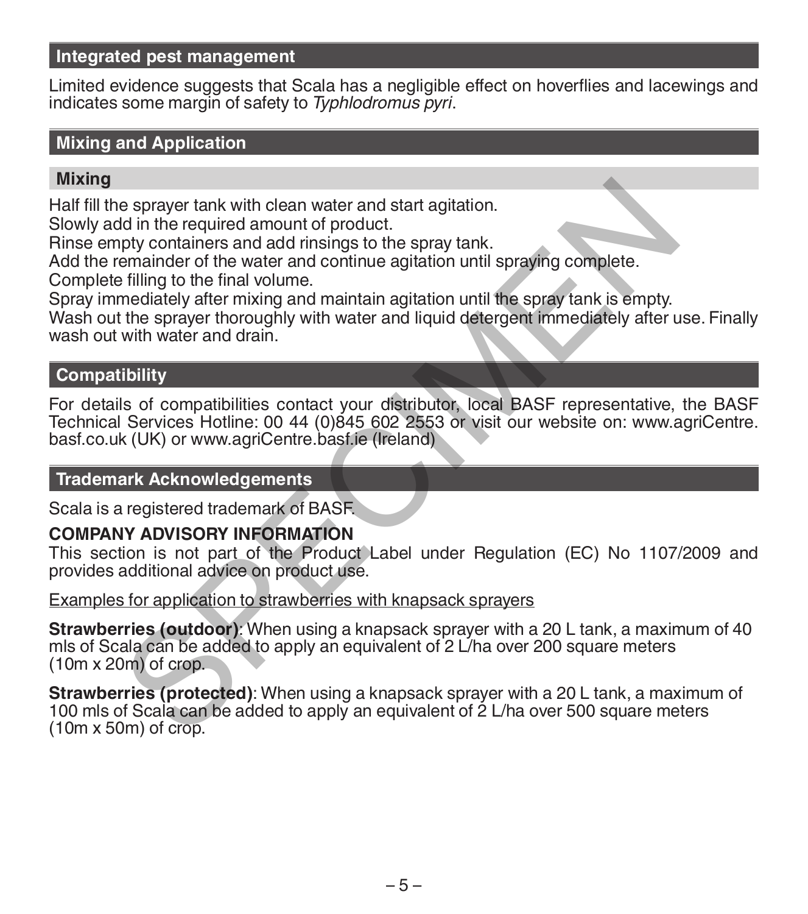## Integrated pest management

Limited evidence suggests that Scala has a negligible effect on hoverflies and lacewings and indicates some margin of safety to *Typhlodromus pyri*.

## Mixing and Application

### Mixing

Half fill the sprayer tank with clean water and start agitation.
Slowly add in the required amount of product.
Rinse empty containers and add rinsings to the spray tank.
Add the remainder of the water and continue agitation until spraying complete.
Complete filling to the final volume.
Spray immediately after mixing and maintain agitation until the spray tank is empty.
Wash out the sprayer thoroughly with water and liquid detergent immediately after use. Finally wash out with water and drain.

## Compatibility

For details of compatibilities contact your distributor, local BASF representative, the BASF Technical Services Hotline: 00 44 (0)845 602 2553 or visit our website on: www.agriCentre.basf.co.uk (UK) or www.agriCentre.basf.ie (Ireland)

## Trademark Acknowledgements

Scala is a registered trademark of BASF.

**COMPANY ADVISORY INFORMATION**

This section is not part of the Product Label under Regulation (EC) No 1107/2009 and provides additional advice on product use.

<u>Examples for application to strawberries with knapsack sprayers</u>

**Strawberries (outdoor)**: When using a knapsack sprayer with a 20 L tank, a maximum of 40 mls of Scala can be added to apply an equivalent of 2 L/ha over 200 square meters (10m x 20m) of crop.

**Strawberries (protected)**: When using a knapsack sprayer with a 20 L tank, a maximum of 100 mls of Scala can be added to apply an equivalent of 2 L/ha over 500 square meters (10m x 50m) of crop.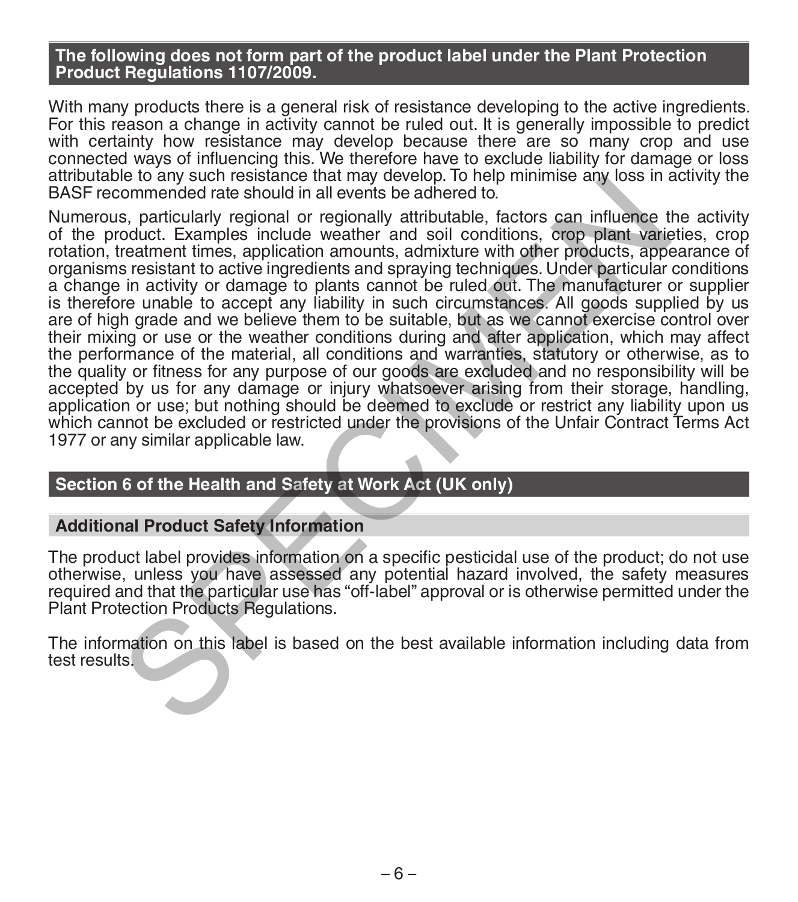## The following does not form part of the product label under the Plant Protection Product Regulations 1107/2009.

With many products there is a general risk of resistance developing to the active ingredients. For this reason a change in activity cannot be ruled out. It is generally impossible to predict with certainty how resistance may develop because there are so many crop and use connected ways of influencing this. We therefore have to exclude liability for damage or loss attributable to any such resistance that may develop. To help minimise any loss in activity the BASF recommended rate should in all events be adhered to.

Numerous, particularly regional or regionally attributable, factors can influence the activity of the product. Examples include weather and soil conditions, crop plant varieties, crop rotation, treatment times, application amounts, admixture with other products, appearance of organisms resistant to active ingredients and spraying techniques. Under particular conditions a change in activity or damage to plants cannot be ruled out. The manufacturer or supplier is therefore unable to accept any liability in such circumstances. All goods supplied by us are of high grade and we believe them to be suitable, but as we cannot exercise control over their mixing or use or the weather conditions during and after application, which may affect the performance of the material, all conditions and warranties, statutory or otherwise, as to the quality or fitness for any purpose of our goods are excluded and no responsibility will be accepted by us for any damage or injury whatsoever arising from their storage, handling, application or use; but nothing should be deemed to exclude or restrict any liability upon us which cannot be excluded or restricted under the provisions of the Unfair Contract Terms Act 1977 or any similar applicable law.

## Section 6 of the Health and Safety at Work Act (UK only)

### Additional Product Safety Information

The product label provides information on a specific pesticidal use of the product; do not use otherwise, unless you have assessed any potential hazard involved, the safety measures required and that the particular use has "off-label" approval or is otherwise permitted under the Plant Protection Products Regulations.

The information on this label is based on the best available information including data from test results.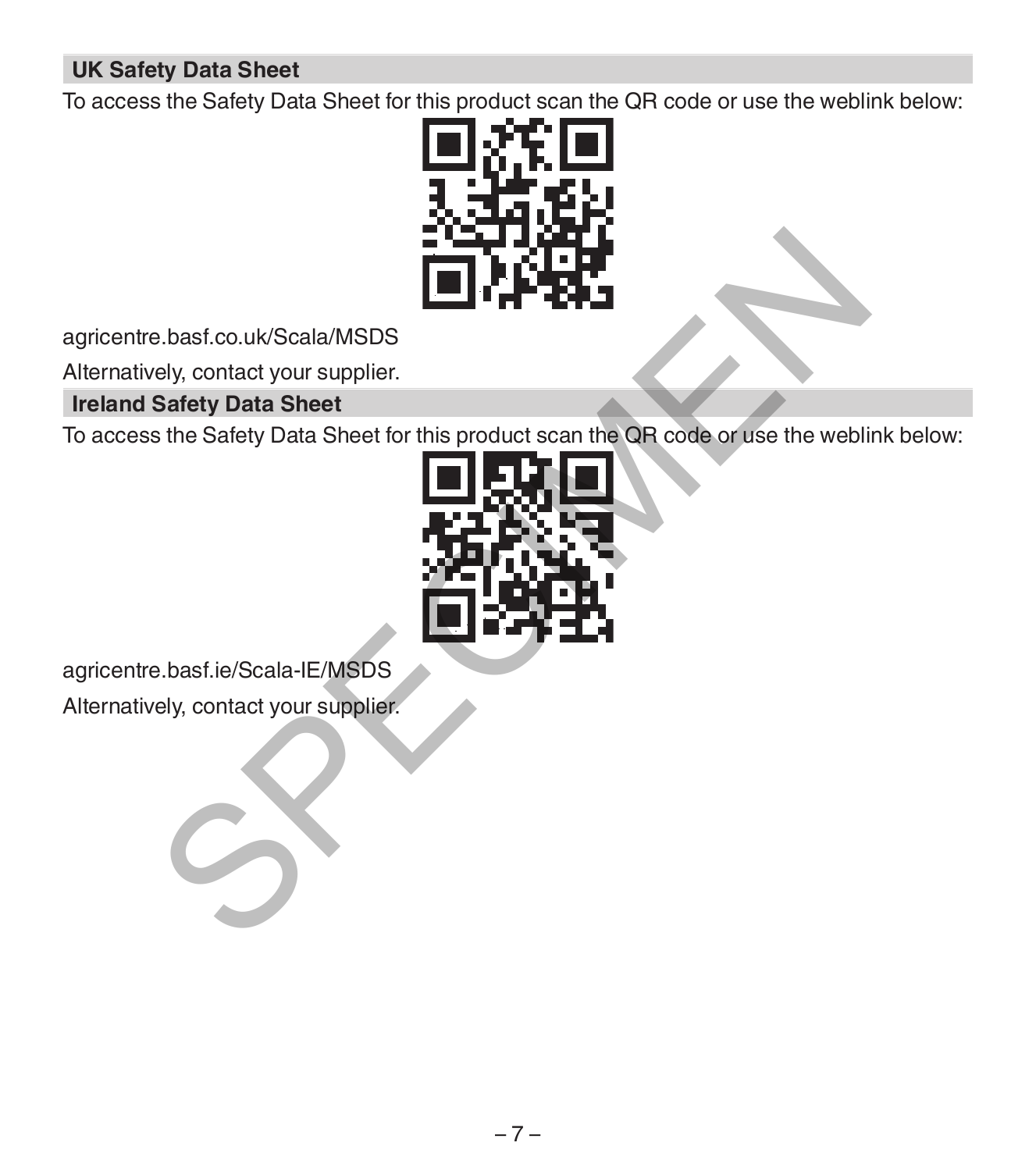## UK Safety Data Sheet

To access the Safety Data Sheet for this product scan the QR code or use the weblink below:

agricentre.basf.co.uk/Scala/MSDS

Alternatively, contact your supplier.

## Ireland Safety Data Sheet

To access the Safety Data Sheet for this product scan the QR code or use the weblink below:

agricentre.basf.ie/Scala-IE/MSDS

Alternatively, contact your supplier.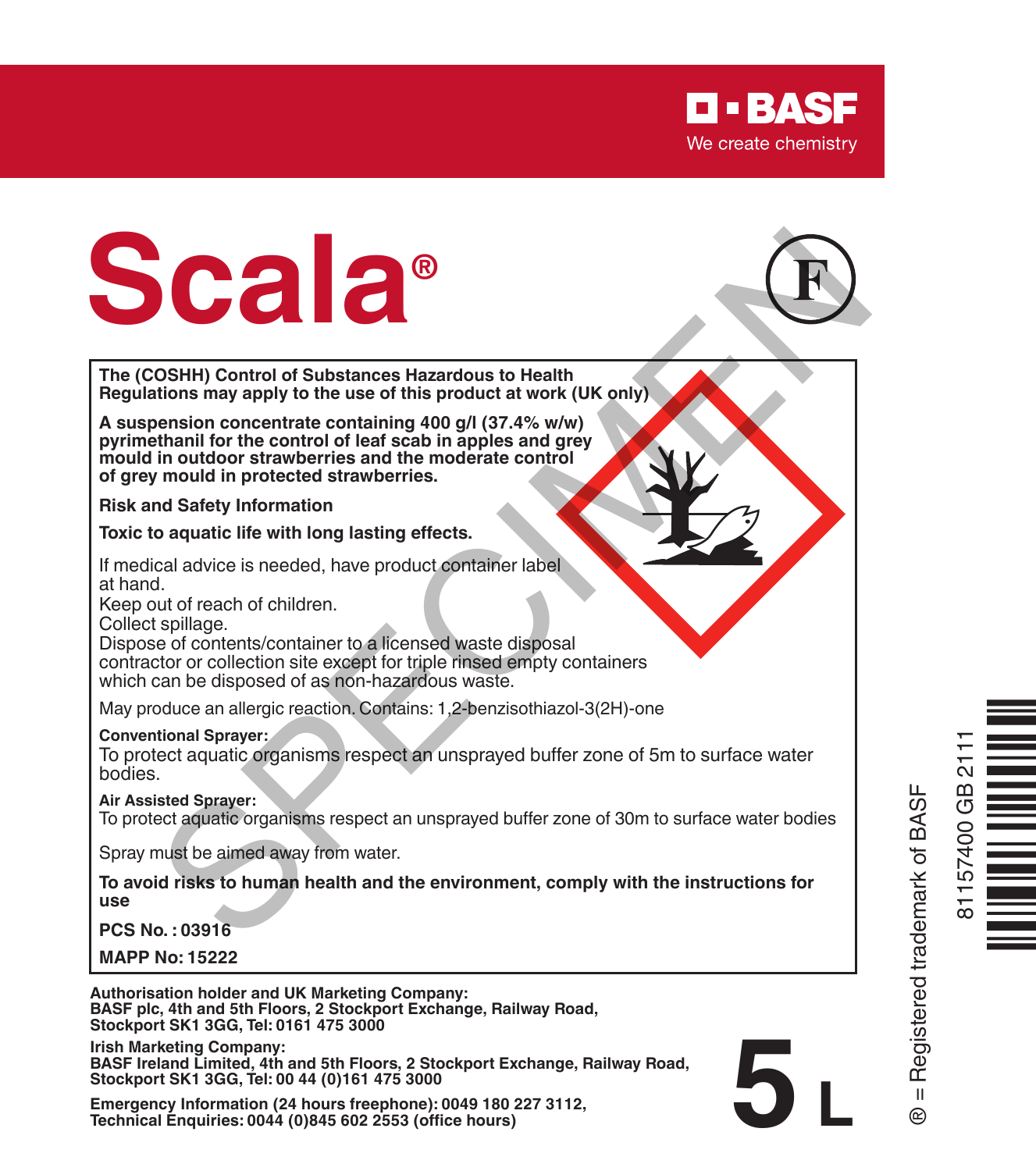BASF
We create chemistry

# Scala®

F

**The (COSHH) Control of Substances Hazardous to Health Regulations may apply to the use of this product at work (UK only)**

**A suspension concentrate containing 400 g/l (37.4% w/w) pyrimethanil for the control of leaf scab in apples and grey mould in outdoor strawberries and the moderate control of grey mould in protected strawberries.**

**Risk and Safety Information**

**Toxic to aquatic life with long lasting effects.**

If medical advice is needed, have product container label at hand.
Keep out of reach of children.
Collect spillage.
Dispose of contents/container to a licensed waste disposal contractor or collection site except for triple rinsed empty containers which can be disposed of as non-hazardous waste.

May produce an allergic reaction. Contains: 1,2-benzisothiazol-3(2H)-one

**Conventional Sprayer:**
To protect aquatic organisms respect an unsprayed buffer zone of 5m to surface water bodies.

**Air Assisted Sprayer:**
To protect aquatic organisms respect an unsprayed buffer zone of 30m to surface water bodies

Spray must be aimed away from water.

**To avoid risks to human health and the environment, comply with the instructions for use**

**PCS No. : 03916**

**MAPP No: 15222**

SPECIMEN

**Authorisation holder and UK Marketing Company:**
**BASF plc, 4th and 5th Floors, 2 Stockport Exchange, Railway Road, Stockport SK1 3GG, Tel: 0161 475 3000**

**Irish Marketing Company:**
**BASF Ireland Limited, 4th and 5th Floors, 2 Stockport Exchange, Railway Road, Stockport SK1 3GG, Tel: 00 44 (0)161 475 3000**

**Emergency Information (24 hours freephone): 0049 180 227 3112,**
**Technical Enquiries: 0044 (0)845 602 2553 (office hours)**

**5 L**

® = Registered trademark of BASF

81157400 GB 2111